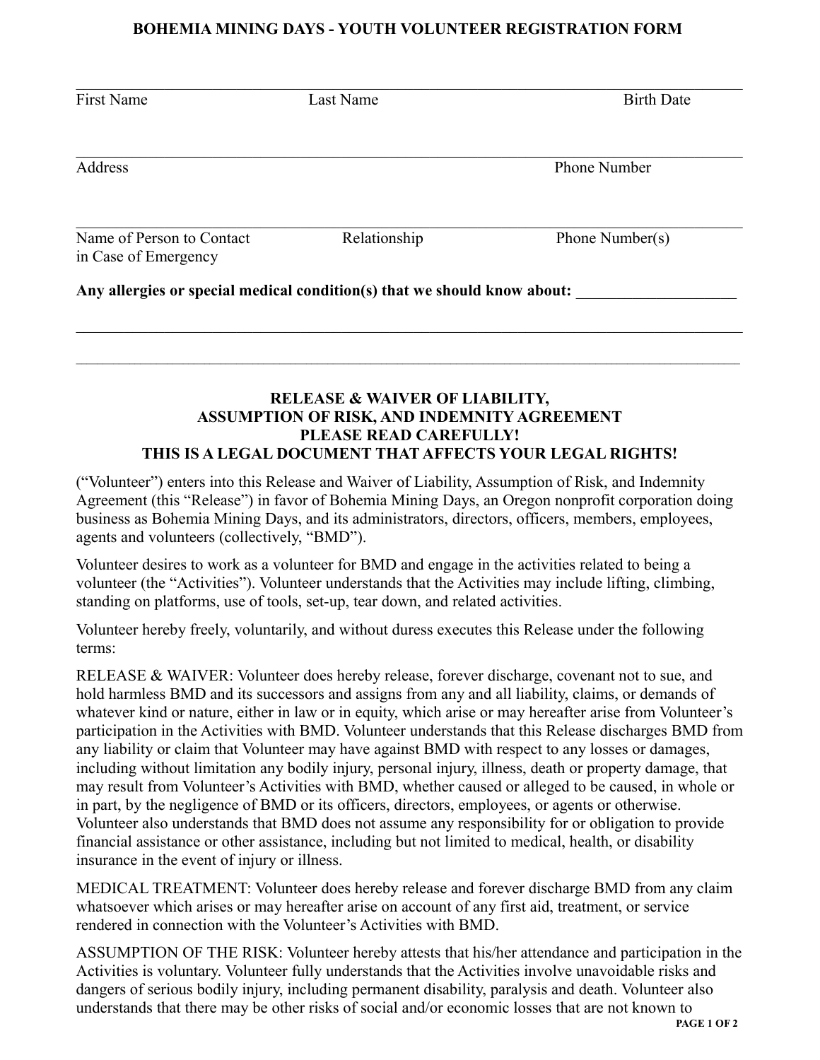# BOHEMIA MINING DAYS - YOUTH VOLUNTEER REGISTRATION FORM

\_\_\_\_\_\_\_\_\_\_\_\_\_\_\_\_\_\_\_\_\_\_\_\_\_\_\_\_\_\_\_\_\_\_\_\_\_\_\_\_\_\_\_\_\_\_\_\_\_\_\_\_\_\_\_\_\_\_\_\_\_\_\_\_\_\_\_\_\_\_\_\_\_\_\_\_\_\_

First Name Last Name Birth Date

\_\_\_\_\_\_\_\_\_\_\_\_\_\_\_\_\_\_\_\_\_\_\_\_\_\_\_\_\_\_\_\_\_\_\_\_\_\_\_\_\_\_\_\_\_\_\_\_\_\_\_\_\_\_\_\_\_\_\_\_\_\_\_\_\_\_\_\_\_\_\_\_\_\_\_\_\_\_

Address Phone Number

\_\_\_\_\_\_\_\_\_\_\_\_\_\_\_\_\_\_\_\_\_\_\_\_\_\_\_\_\_\_\_\_\_\_\_\_\_\_\_\_\_\_\_\_\_\_\_\_\_\_\_\_\_\_\_\_\_\_\_\_\_\_\_\_\_\_\_\_\_\_\_\_\_\_\_\_\_\_

Name of Person to Contact in Case of Emergency Relationship Phone Number(s)

**Any allergies or special medical condition(s) that we should know about:** \_\_\_\_\_\_\_\_\_\_\_\_\_\_\_\_\_\_\_\_

\_\_\_\_\_\_\_\_\_\_\_\_\_\_\_\_\_\_\_\_\_\_\_\_\_\_\_\_\_\_\_\_\_\_\_\_\_\_\_\_\_\_\_\_\_\_\_\_\_\_\_\_\_\_\_\_\_\_\_\_\_\_\_\_\_\_\_\_\_\_\_\_\_\_\_\_\_\_

\_\_\_\_\_\_\_\_\_\_\_\_\_\_\_\_\_\_\_\_\_\_\_\_\_\_\_\_\_\_\_\_\_\_\_\_\_\_\_\_\_\_\_\_\_\_\_\_\_\_\_\_\_\_\_\_\_\_\_\_\_\_\_\_\_\_\_\_\_\_\_\_\_\_\_\_\_\_

## RELEASE & WAIVER OF LIABILITY, ASSUMPTION OF RISK, AND INDEMNITY AGREEMENT PLEASE READ CAREFULLY! THIS IS A LEGAL DOCUMENT THAT AFFECTS YOUR LEGAL RIGHTS!

("Volunteer") enters into this Release and Waiver of Liability, Assumption of Risk, and Indemnity Agreement (this "Release") in favor of Bohemia Mining Days, an Oregon nonprofit corporation doing business as Bohemia Mining Days, and its administrators, directors, officers, members, employees, agents and volunteers (collectively, "BMD").

Volunteer desires to work as a volunteer for BMD and engage in the activities related to being a volunteer (the "Activities"). Volunteer understands that the Activities may include lifting, climbing, standing on platforms, use of tools, set-up, tear down, and related activities.

Volunteer hereby freely, voluntarily, and without duress executes this Release under the following terms:

RELEASE & WAIVER: Volunteer does hereby release, forever discharge, covenant not to sue, and hold harmless BMD and its successors and assigns from any and all liability, claims, or demands of whatever kind or nature, either in law or in equity, which arise or may hereafter arise from Volunteer's participation in the Activities with BMD. Volunteer understands that this Release discharges BMD from any liability or claim that Volunteer may have against BMD with respect to any losses or damages, including without limitation any bodily injury, personal injury, illness, death or property damage, that may result from Volunteer's Activities with BMD, whether caused or alleged to be caused, in whole or in part, by the negligence of BMD or its officers, directors, employees, or agents or otherwise. Volunteer also understands that BMD does not assume any responsibility for or obligation to provide financial assistance or other assistance, including but not limited to medical, health, or disability insurance in the event of injury or illness.

MEDICAL TREATMENT: Volunteer does hereby release and forever discharge BMD from any claim whatsoever which arises or may hereafter arise on account of any first aid, treatment, or service rendered in connection with the Volunteer's Activities with BMD.

ASSUMPTION OF THE RISK: Volunteer hereby attests that his/her attendance and participation in the Activities is voluntary. Volunteer fully understands that the Activities involve unavoidable risks and dangers of serious bodily injury, including permanent disability, paralysis and death. Volunteer also understands that there may be other risks of social and/or economic losses that are not known to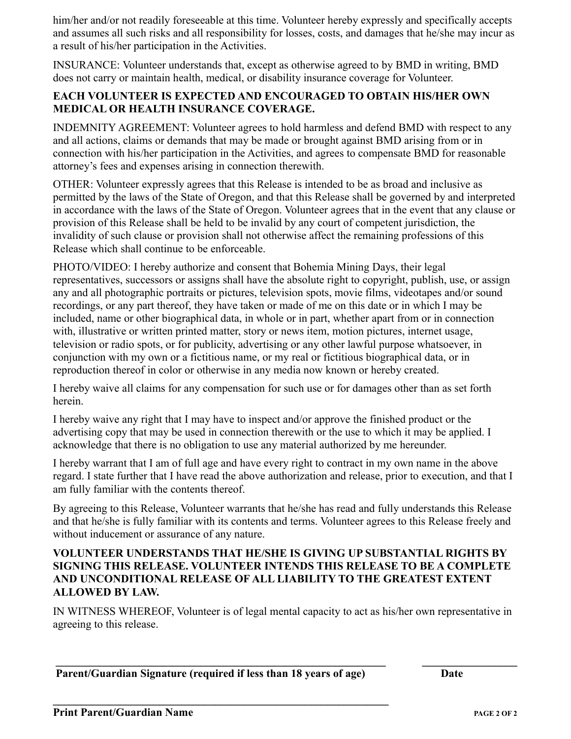him/her and/or not readily foreseeable at this time. Volunteer hereby expressly and specifically accepts and assumes all such risks and all responsibility for losses, costs, and damages that he/she may incur as a result of his/her participation in the Activities.

INSURANCE: Volunteer understands that, except as otherwise agreed to by BMD in writing, BMD does not carry or maintain health, medical, or disability insurance coverage for Volunteer.

**EACH VOLUNTEER IS EXPECTED AND ENCOURAGED TO OBTAIN HIS/HER OWN MEDICAL OR HEALTH INSURANCE COVERAGE.**

INDEMNITY AGREEMENT: Volunteer agrees to hold harmless and defend BMD with respect to any and all actions, claims or demands that may be made or brought against BMD arising from or in connection with his/her participation in the Activities, and agrees to compensate BMD for reasonable attorney's fees and expenses arising in connection therewith.

OTHER: Volunteer expressly agrees that this Release is intended to be as broad and inclusive as permitted by the laws of the State of Oregon, and that this Release shall be governed by and interpreted in accordance with the laws of the State of Oregon. Volunteer agrees that in the event that any clause or provision of this Release shall be held to be invalid by any court of competent jurisdiction, the invalidity of such clause or provision shall not otherwise affect the remaining professions of this Release which shall continue to be enforceable.

PHOTO/VIDEO: I hereby authorize and consent that Bohemia Mining Days, their legal representatives, successors or assigns shall have the absolute right to copyright, publish, use, or assign any and all photographic portraits or pictures, television spots, movie films, videotapes and/or sound recordings, or any part thereof, they have taken or made of me on this date or in which I may be included, name or other biographical data, in whole or in part, whether apart from or in connection with, illustrative or written printed matter, story or news item, motion pictures, internet usage, television or radio spots, or for publicity, advertising or any other lawful purpose whatsoever, in conjunction with my own or a fictitious name, or my real or fictitious biographical data, or in reproduction thereof in color or otherwise in any media now known or hereby created.

I hereby waive all claims for any compensation for such use or for damages other than as set forth herein.

I hereby waive any right that I may have to inspect and/or approve the finished product or the advertising copy that may be used in connection therewith or the use to which it may be applied. I acknowledge that there is no obligation to use any material authorized by me hereunder.

I hereby warrant that I am of full age and have every right to contract in my own name in the above regard. I state further that I have read the above authorization and release, prior to execution, and that I am fully familiar with the contents thereof.

By agreeing to this Release, Volunteer warrants that he/she has read and fully understands this Release and that he/she is fully familiar with its contents and terms. Volunteer agrees to this Release freely and without inducement or assurance of any nature.

**VOLUNTEER UNDERSTANDS THAT HE/SHE IS GIVING UP SUBSTANTIAL RIGHTS BY SIGNING THIS RELEASE. VOLUNTEER INTENDS THIS RELEASE TO BE A COMPLETE AND UNCONDITIONAL RELEASE OF ALL LIABILITY TO THE GREATEST EXTENT ALLOWED BY LAW.**

IN WITNESS WHEREOF, Volunteer is of legal mental capacity to act as his/her own representative in agreeing to this release.

\_\_\_\_\_\_\_\_\_\_\_\_\_\_\_\_\_\_\_\_\_\_\_\_\_\_\_\_\_\_\_\_\_\_\_\_\_\_\_\_\_\_\_\_\_\_\_\_\_\_\_\_\_\_ \_\_\_\_\_\_\_\_\_\_\_\_\_\_\_\_

**Parent/Guardian Signature (required if less than 18 years of age) Date**

\_\_\_\_\_\_\_\_\_\_\_\_\_\_\_\_\_\_\_\_\_\_\_\_\_\_\_\_\_\_\_\_\_\_\_\_\_\_\_\_\_\_\_\_\_\_\_\_\_\_\_\_\_\_

**Print Parent/Guardian Name**